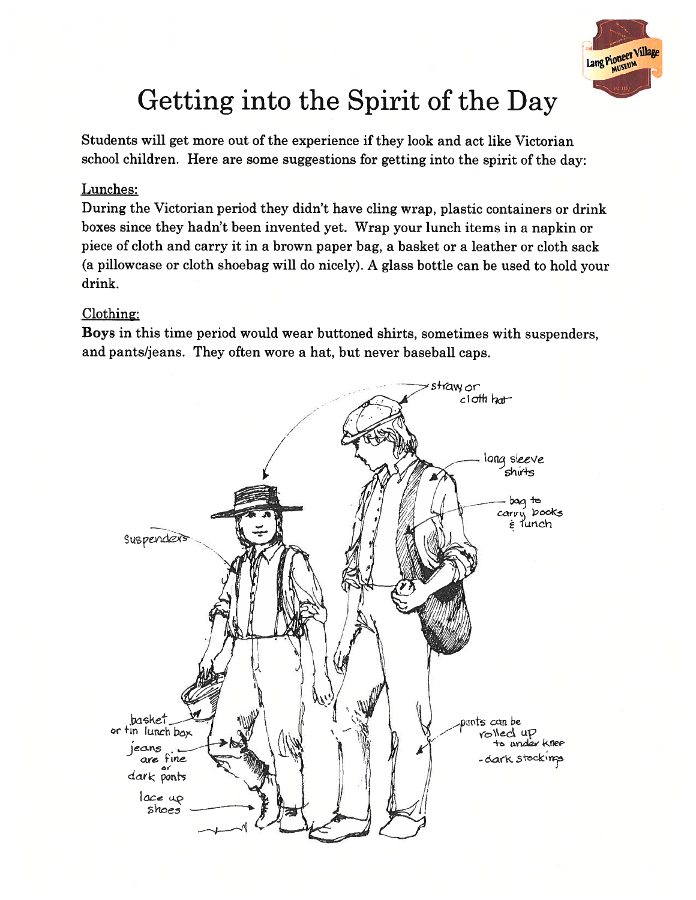# Getting into the Spirit of the Day

Students will get more out of the experience if they look and act like Victorian school children. Here are some suggestions for getting into the spirit of the day:

Lunches:

During the Victorian period they didn't have cling wrap, plastic containers or drink boxes since they hadn't been invented yet. Wrap your lunch items in a napkin or piece of cloth and carry it in a brown paper bag, a basket or a leather or cloth sack (a pillowcase or cloth shoebag will do nicely). A glass bottle can be used to hold your drink.

Clothing:

**Boys** in this time period would wear buttoned shirts, sometimes with suspenders, and pants/jeans. They often wore a hat, but never baseball caps.

straw or cloth hat

long sleeve shirts

bag to carry books & lunch

suspenders

basket or tin lunch box

jeans are fine or dark pants

lace up shoes

pants can be rolled up to under knee - dark stockings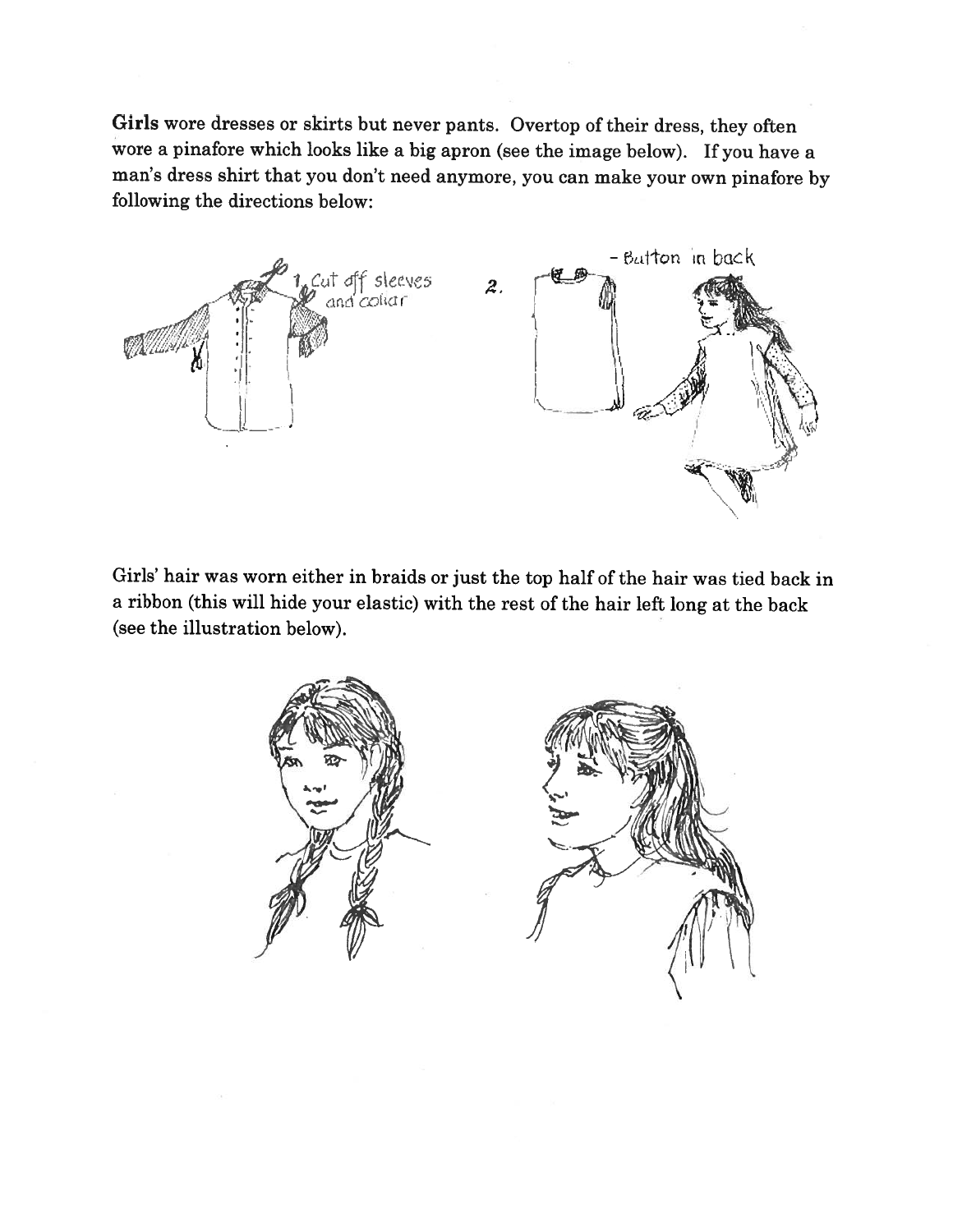**Girls** wore dresses or skirts but never pants. Overtop of their dress, they often wore a pinafore which looks like a big apron (see the image below). If you have a man's dress shirt that you don't need anymore, you can make your own pinafore by following the directions below:

1. Cut off sleeves and collar
2. - Button in back

Girls' hair was worn either in braids or just the top half of the hair was tied back in a ribbon (this will hide your elastic) with the rest of the hair left long at the back (see the illustration below).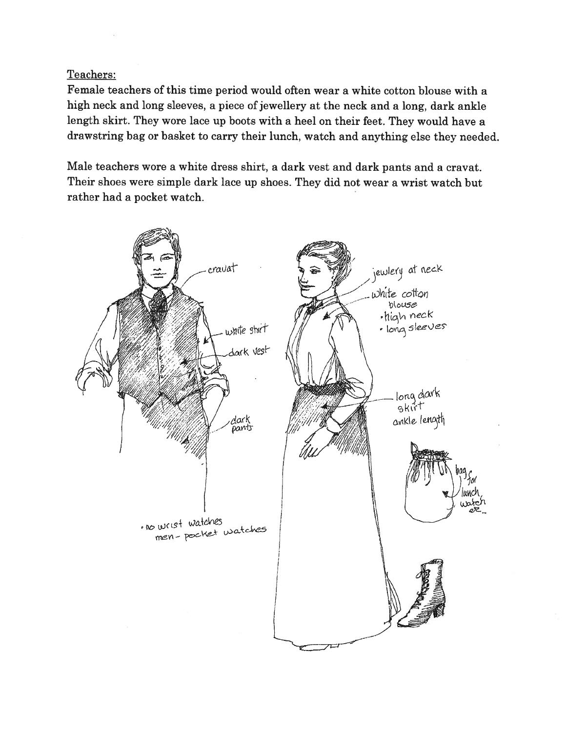Teachers:

Female teachers of this time period would often wear a white cotton blouse with a high neck and long sleeves, a piece of jewellery at the neck and a long, dark ankle length skirt. They wore lace up boots with a heel on their feet. They would have a drawstring bag or basket to carry their lunch, watch and anything else they needed.

Male teachers wore a white dress shirt, a dark vest and dark pants and a cravat. Their shoes were simple dark lace up shoes. They did not wear a wrist watch but rather had a pocket watch.

cravat

white shirt

dark vest

dark pants

• no wrist watches
men - pocket watches

jewlery at neck

white cotton blouse
• high neck
• long sleeves

long dark skirt
ankle length

bag for lunch, watch etc.